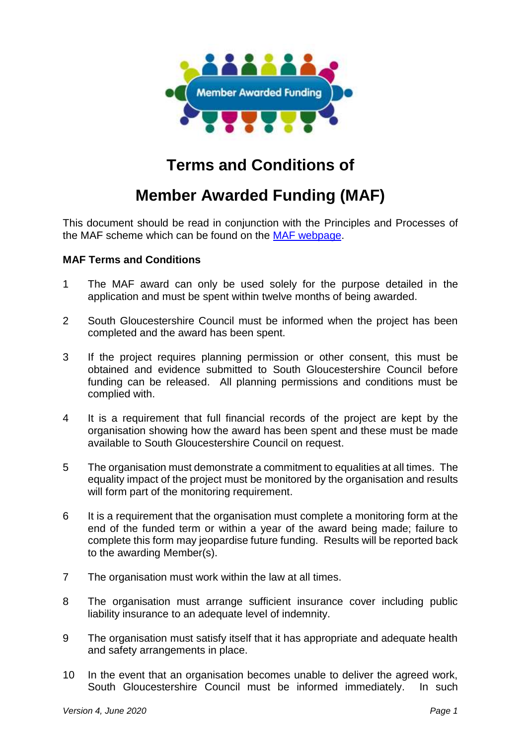# Terms and Conditions of

# Member Awarded Funding (MAF)

This document should be read in conjunction with the Principles and Processes of the MAF scheme which can be found on the MAF webpage.

**MAF Terms and Conditions**

1. The MAF award can only be used solely for the purpose detailed in the application and must be spent within twelve months of being awarded.

2. South Gloucestershire Council must be informed when the project has been completed and the award has been spent.

3. If the project requires planning permission or other consent, this must be obtained and evidence submitted to South Gloucestershire Council before funding can be released. All planning permissions and conditions must be complied with.

4. It is a requirement that full financial records of the project are kept by the organisation showing how the award has been spent and these must be made available to South Gloucestershire Council on request.

5. The organisation must demonstrate a commitment to equalities at all times. The equality impact of the project must be monitored by the organisation and results will form part of the monitoring requirement.

6. It is a requirement that the organisation must complete a monitoring form at the end of the funded term or within a year of the award being made; failure to complete this form may jeopardise future funding. Results will be reported back to the awarding Member(s).

7. The organisation must work within the law at all times.

8. The organisation must arrange sufficient insurance cover including public liability insurance to an adequate level of indemnity.

9. The organisation must satisfy itself that it has appropriate and adequate health and safety arrangements in place.

10. In the event that an organisation becomes unable to deliver the agreed work, South Gloucestershire Council must be informed immediately. In such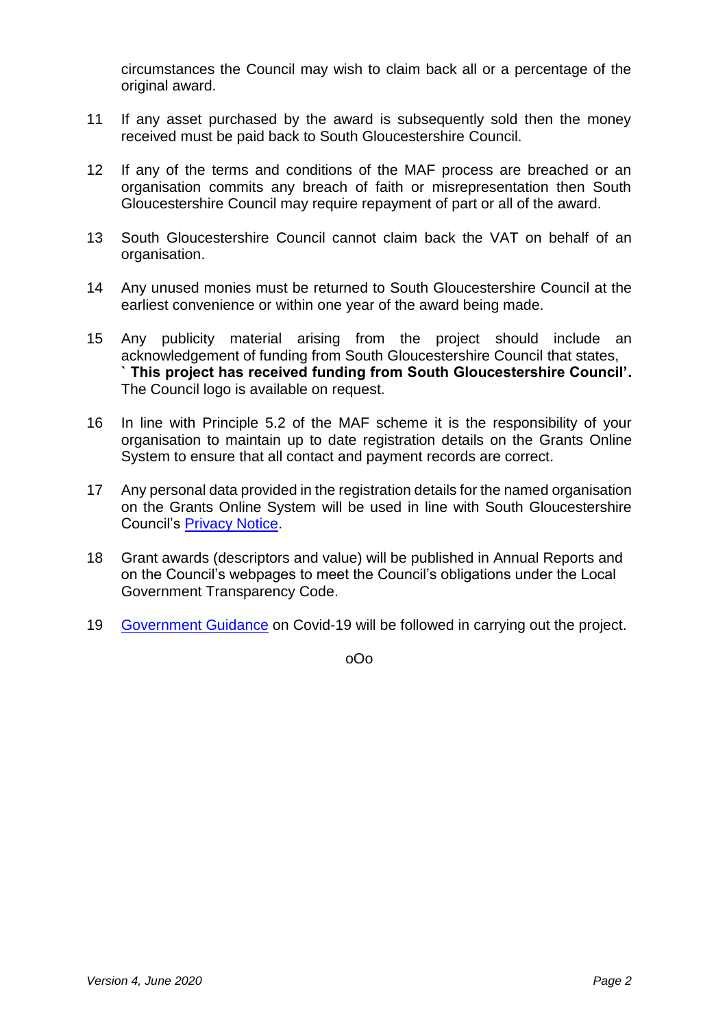circumstances the Council may wish to claim back all or a percentage of the original award.

11 If any asset purchased by the award is subsequently sold then the money received must be paid back to South Gloucestershire Council.

12 If any of the terms and conditions of the MAF process are breached or an organisation commits any breach of faith or misrepresentation then South Gloucestershire Council may require repayment of part or all of the award.

13 South Gloucestershire Council cannot claim back the VAT on behalf of an organisation.

14 Any unused monies must be returned to South Gloucestershire Council at the earliest convenience or within one year of the award being made.

15 Any publicity material arising from the project should include an acknowledgement of funding from South Gloucestershire Council that states, **` This project has received funding from South Gloucestershire Council'.** The Council logo is available on request.

16 In line with Principle 5.2 of the MAF scheme it is the responsibility of your organisation to maintain up to date registration details on the Grants Online System to ensure that all contact and payment records are correct.

17 Any personal data provided in the registration details for the named organisation on the Grants Online System will be used in line with South Gloucestershire Council's Privacy Notice.

18 Grant awards (descriptors and value) will be published in Annual Reports and on the Council's webpages to meet the Council's obligations under the Local Government Transparency Code.

19 Government Guidance on Covid-19 will be followed in carrying out the project.

oOo

*Version 4, June 2020*